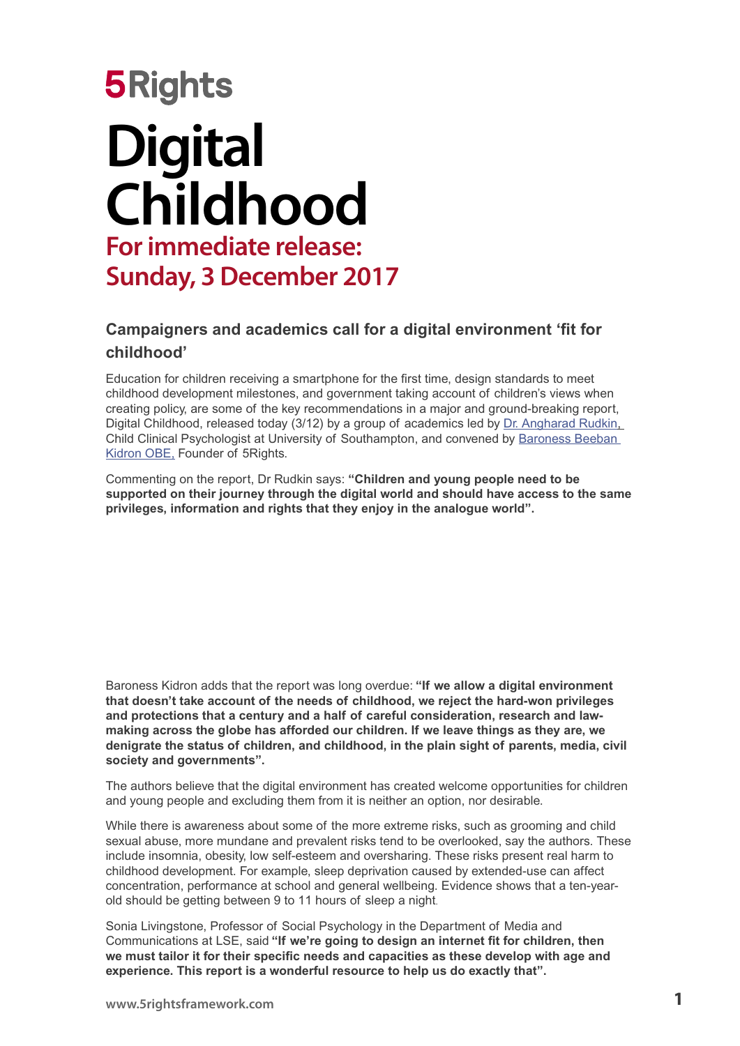5Rights

# Digital Childhood

## For immediate release: Sunday, 3 December 2017

### Campaigners and academics call for a digital environment 'fit for childhood'

Education for children receiving a smartphone for the first time, design standards to meet childhood development milestones, and government taking account of children's views when creating policy, are some of the key recommendations in a major and ground-breaking report, Digital Childhood, released today (3/12) by a group of academics led by Dr. Angharad Rudkin, Child Clinical Psychologist at University of Southampton, and convened by Baroness Beeban Kidron OBE, Founder of 5Rights.

Commenting on the report, Dr Rudkin says: **"Children and young people need to be supported on their journey through the digital world and should have access to the same privileges, information and rights that they enjoy in the analogue world".**

Baroness Kidron adds that the report was long overdue: **"If we allow a digital environment that doesn't take account of the needs of childhood, we reject the hard-won privileges and protections that a century and a half of careful consideration, research and law-making across the globe has afforded our children. If we leave things as they are, we denigrate the status of children, and childhood, in the plain sight of parents, media, civil society and governments".**

The authors believe that the digital environment has created welcome opportunities for children and young people and excluding them from it is neither an option, nor desirable.

While there is awareness about some of the more extreme risks, such as grooming and child sexual abuse, more mundane and prevalent risks tend to be overlooked, say the authors. These include insomnia, obesity, low self-esteem and oversharing. These risks present real harm to childhood development. For example, sleep deprivation caused by extended-use can affect concentration, performance at school and general wellbeing. Evidence shows that a ten-year-old should be getting between 9 to 11 hours of sleep a night.

Sonia Livingstone, Professor of Social Psychology in the Department of Media and Communications at LSE, said **"If we're going to design an internet fit for children, then we must tailor it for their specific needs and capacities as these develop with age and experience. This report is a wonderful resource to help us do exactly that".**

www.5rightsframework.com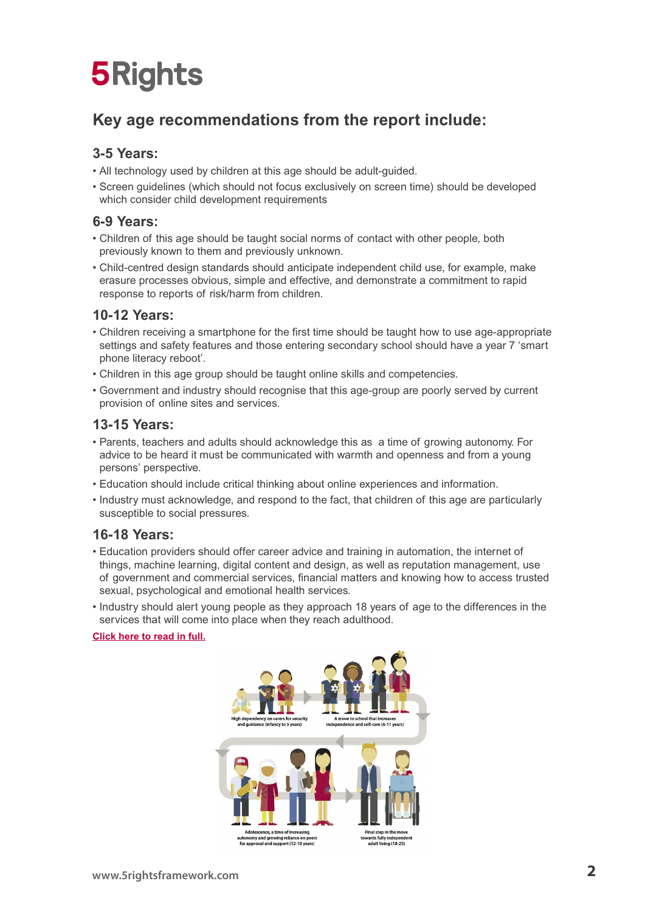# 5Rights

## Key age recommendations from the report include:

### 3-5 Years:

- All technology used by children at this age should be adult-guided.
- Screen guidelines (which should not focus exclusively on screen time) should be developed which consider child development requirements

### 6-9 Years:

- Children of this age should be taught social norms of contact with other people, both previously known to them and previously unknown.
- Child-centred design standards should anticipate independent child use, for example, make erasure processes obvious, simple and effective, and demonstrate a commitment to rapid response to reports of risk/harm from children.

### 10-12 Years:

- Children receiving a smartphone for the first time should be taught how to use age-appropriate settings and safety features and those entering secondary school should have a year 7 'smart phone literacy reboot'.
- Children in this age group should be taught online skills and competencies.
- Government and industry should recognise that this age-group are poorly served by current provision of online sites and services.

### 13-15 Years:

- Parents, teachers and adults should acknowledge this as a time of growing autonomy. For advice to be heard it must be communicated with warmth and openness and from a young persons' perspective.
- Education should include critical thinking about online experiences and information.
- Industry must acknowledge, and respond to the fact, that children of this age are particularly susceptible to social pressures.

### 16-18 Years:

- Education providers should offer career advice and training in automation, the internet of things, machine learning, digital content and design, as well as reputation management, use of government and commercial services, financial matters and knowing how to access trusted sexual, psychological and emotional health services.
- Industry should alert young people as they approach 18 years of age to the differences in the services that will come into place when they reach adulthood.

**Click here to read in full.**

High dependency on carers for security and guidance (infancy to 5 years)

A move to school that increases independence and self-care (6-11 years)

Adolescence, a time of increasing autonomy and growing reliance on peers for approval and support (12-18 years)

Final step in the move towards fully independent adult living (18-25)

www.5rightsframework.com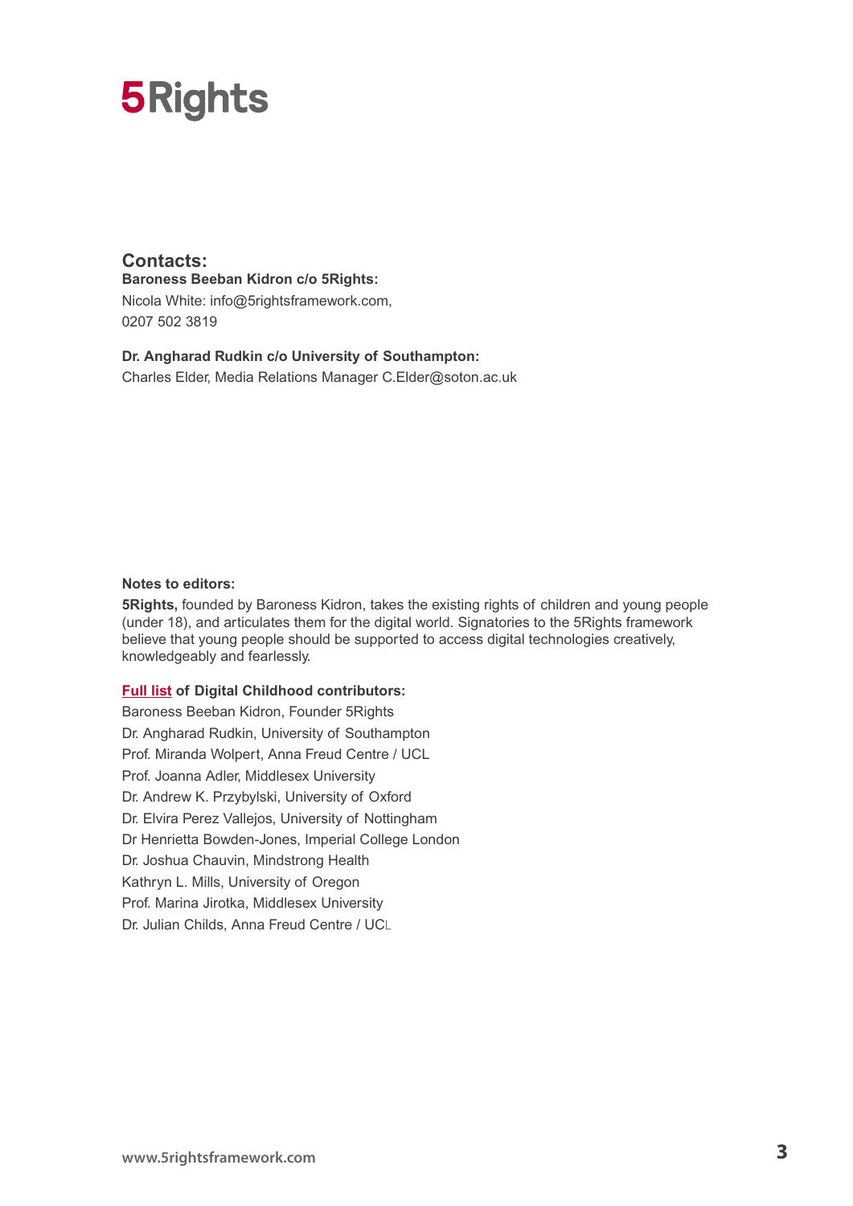# 5Rights

## Contacts:

**Baroness Beeban Kidron c/o 5Rights:**
Nicola White: info@5rightsframework.com,
0207 502 3819

**Dr. Angharad Rudkin c/o University of Southampton:**
Charles Elder, Media Relations Manager C.Elder@soton.ac.uk

**Notes to editors:**

**5Rights,** founded by Baroness Kidron, takes the existing rights of children and young people (under 18), and articulates them for the digital world. Signatories to the 5Rights framework believe that young people should be supported to access digital technologies creatively, knowledgeably and fearlessly.

**Full list of Digital Childhood contributors:**

Baroness Beeban Kidron, Founder 5Rights
Dr. Angharad Rudkin, University of Southampton
Prof. Miranda Wolpert, Anna Freud Centre / UCL
Prof. Joanna Adler, Middlesex University
Dr. Andrew K. Przybylski, University of Oxford
Dr. Elvira Perez Vallejos, University of Nottingham
Dr Henrietta Bowden-Jones, Imperial College London
Dr. Joshua Chauvin, Mindstrong Health
Kathryn L. Mills, University of Oregon
Prof. Marina Jirotka, Middlesex University
Dr. Julian Childs, Anna Freud Centre / UCL

www.5rightsframework.com